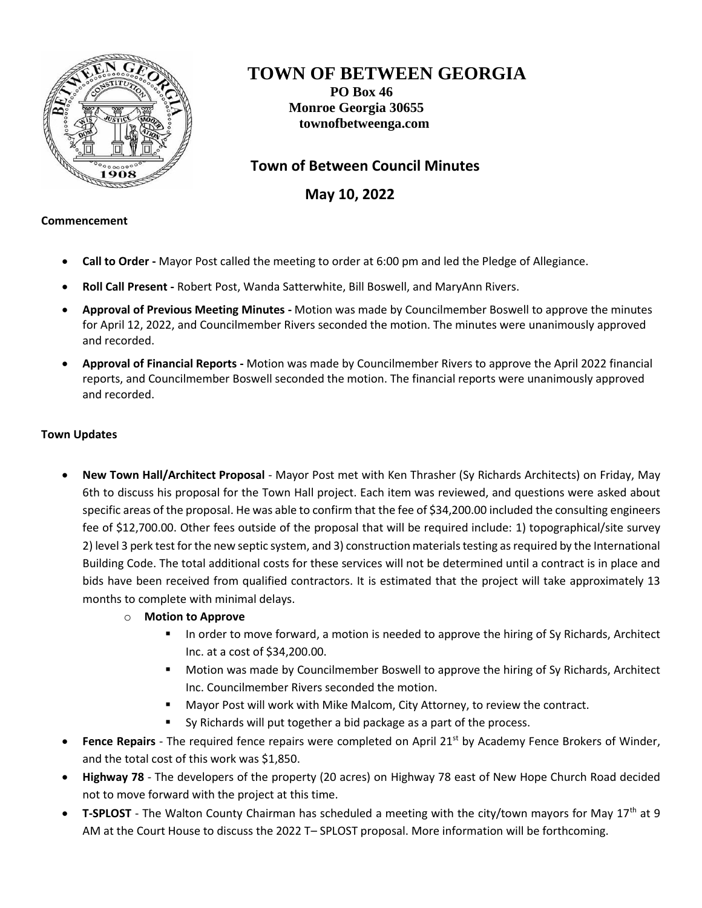# TOWN OF BETWEEN GEORGIA

**PO Box 46**
**Monroe Georgia 30655**
**townofbetweenga.com**

## Town of Between Council Minutes

## May 10, 2022

**Commencement**

- **Call to Order -** Mayor Post called the meeting to order at 6:00 pm and led the Pledge of Allegiance.
- **Roll Call Present -** Robert Post, Wanda Satterwhite, Bill Boswell, and MaryAnn Rivers.
- **Approval of Previous Meeting Minutes -** Motion was made by Councilmember Boswell to approve the minutes for April 12, 2022, and Councilmember Rivers seconded the motion. The minutes were unanimously approved and recorded.
- **Approval of Financial Reports -** Motion was made by Councilmember Rivers to approve the April 2022 financial reports, and Councilmember Boswell seconded the motion. The financial reports were unanimously approved and recorded.

**Town Updates**

- **New Town Hall/Architect Proposal** - Mayor Post met with Ken Thrasher (Sy Richards Architects) on Friday, May 6th to discuss his proposal for the Town Hall project. Each item was reviewed, and questions were asked about specific areas of the proposal. He was able to confirm that the fee of $34,200.00 included the consulting engineers fee of $12,700.00. Other fees outside of the proposal that will be required include: 1) topographical/site survey 2) level 3 perk test for the new septic system, and 3) construction materials testing as required by the International Building Code. The total additional costs for these services will not be determined until a contract is in place and bids have been received from qualified contractors. It is estimated that the project will take approximately 13 months to complete with minimal delays.
  - **Motion to Approve**
    - In order to move forward, a motion is needed to approve the hiring of Sy Richards, Architect Inc. at a cost of $34,200.00.
    - Motion was made by Councilmember Boswell to approve the hiring of Sy Richards, Architect Inc. Councilmember Rivers seconded the motion.
    - Mayor Post will work with Mike Malcom, City Attorney, to review the contract.
    - Sy Richards will put together a bid package as a part of the process.
- **Fence Repairs** - The required fence repairs were completed on April 21st by Academy Fence Brokers of Winder, and the total cost of this work was $1,850.
- **Highway 78** - The developers of the property (20 acres) on Highway 78 east of New Hope Church Road decided not to move forward with the project at this time.
- **T-SPLOST** - The Walton County Chairman has scheduled a meeting with the city/town mayors for May 17th at 9 AM at the Court House to discuss the 2022 T– SPLOST proposal. More information will be forthcoming.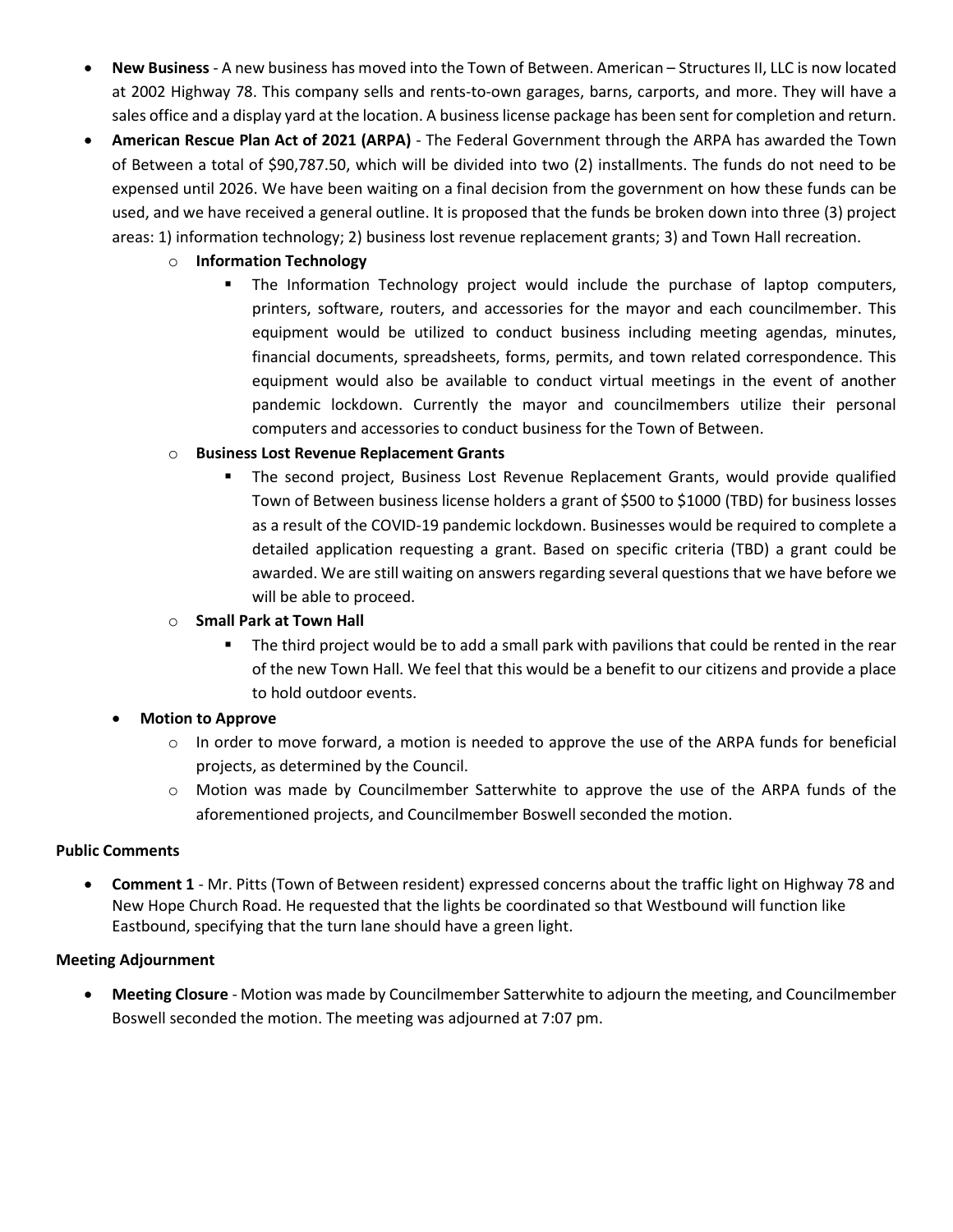- **New Business** - A new business has moved into the Town of Between. American – Structures II, LLC is now located at 2002 Highway 78. This company sells and rents-to-own garages, barns, carports, and more. They will have a sales office and a display yard at the location. A business license package has been sent for completion and return.
- **American Rescue Plan Act of 2021 (ARPA)** - The Federal Government through the ARPA has awarded the Town of Between a total of $90,787.50, which will be divided into two (2) installments. The funds do not need to be expensed until 2026. We have been waiting on a final decision from the government on how these funds can be used, and we have received a general outline. It is proposed that the funds be broken down into three (3) project areas: 1) information technology; 2) business lost revenue replacement grants; 3) and Town Hall recreation.
  - **Information Technology**
    - The Information Technology project would include the purchase of laptop computers, printers, software, routers, and accessories for the mayor and each councilmember. This equipment would be utilized to conduct business including meeting agendas, minutes, financial documents, spreadsheets, forms, permits, and town related correspondence. This equipment would also be available to conduct virtual meetings in the event of another pandemic lockdown. Currently the mayor and councilmembers utilize their personal computers and accessories to conduct business for the Town of Between.
  - **Business Lost Revenue Replacement Grants**
    - The second project, Business Lost Revenue Replacement Grants, would provide qualified Town of Between business license holders a grant of $500 to $1000 (TBD) for business losses as a result of the COVID-19 pandemic lockdown. Businesses would be required to complete a detailed application requesting a grant. Based on specific criteria (TBD) a grant could be awarded. We are still waiting on answers regarding several questions that we have before we will be able to proceed.
  - **Small Park at Town Hall**
    - The third project would be to add a small park with pavilions that could be rented in the rear of the new Town Hall. We feel that this would be a benefit to our citizens and provide a place to hold outdoor events.
- **Motion to Approve**
  - In order to move forward, a motion is needed to approve the use of the ARPA funds for beneficial projects, as determined by the Council.
  - Motion was made by Councilmember Satterwhite to approve the use of the ARPA funds of the aforementioned projects, and Councilmember Boswell seconded the motion.

**Public Comments**

- **Comment 1** - Mr. Pitts (Town of Between resident) expressed concerns about the traffic light on Highway 78 and New Hope Church Road. He requested that the lights be coordinated so that Westbound will function like Eastbound, specifying that the turn lane should have a green light.

**Meeting Adjournment**

- **Meeting Closure** - Motion was made by Councilmember Satterwhite to adjourn the meeting, and Councilmember Boswell seconded the motion. The meeting was adjourned at 7:07 pm.